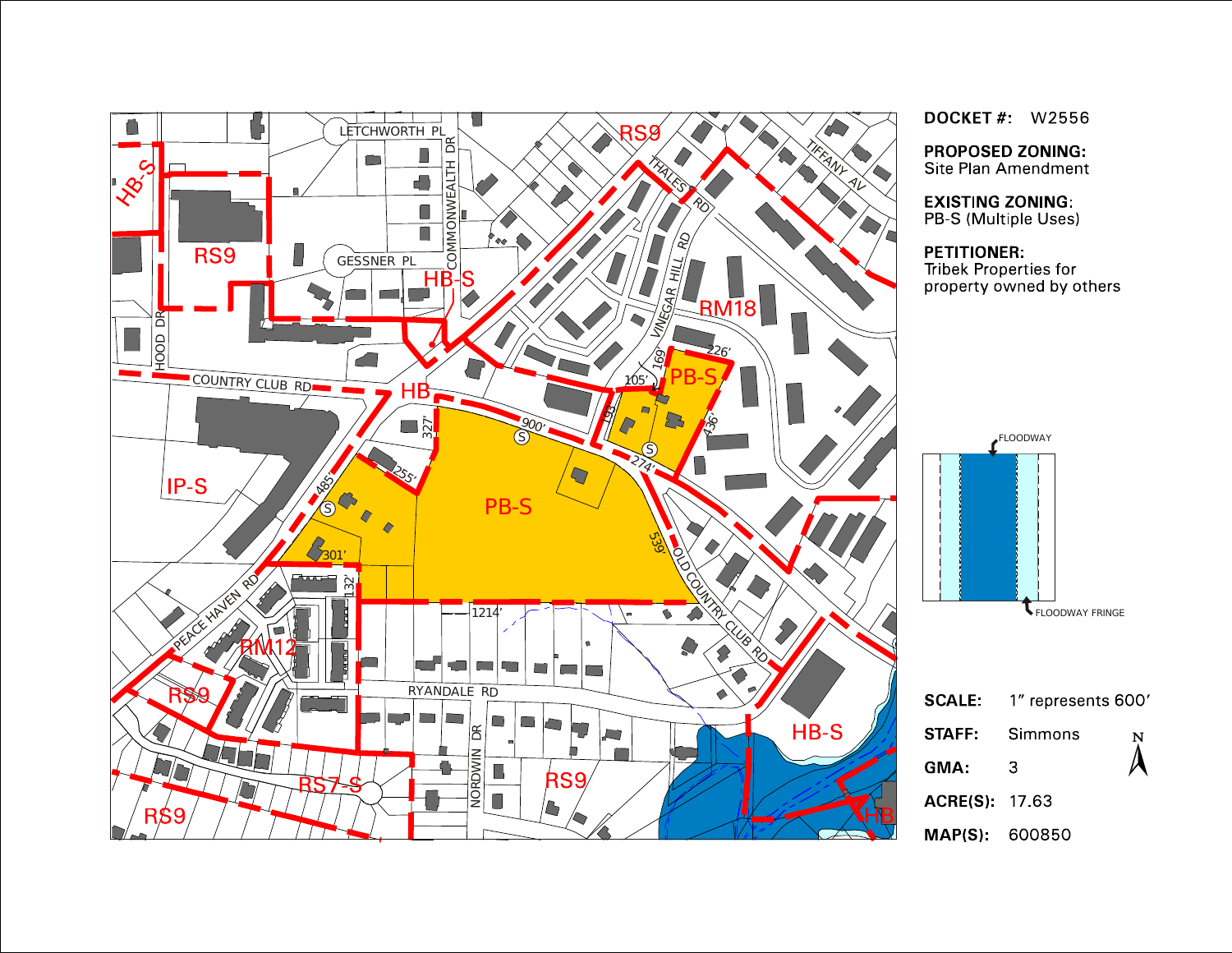**DOCKET #:** W2556

**PROPOSED ZONING:**
Site Plan Amendment

**EXISTING ZONING:**
PB-S (Multiple Uses)

**PETITIONER:**
Tribek Properties for property owned by others

FLOODWAY

FLOODWAY FRINGE

**SCALE:** 1" represents 600'

**STAFF:** Simmons

**GMA:** 3

**ACRE(S):** 17.63

**MAP(S):** 600850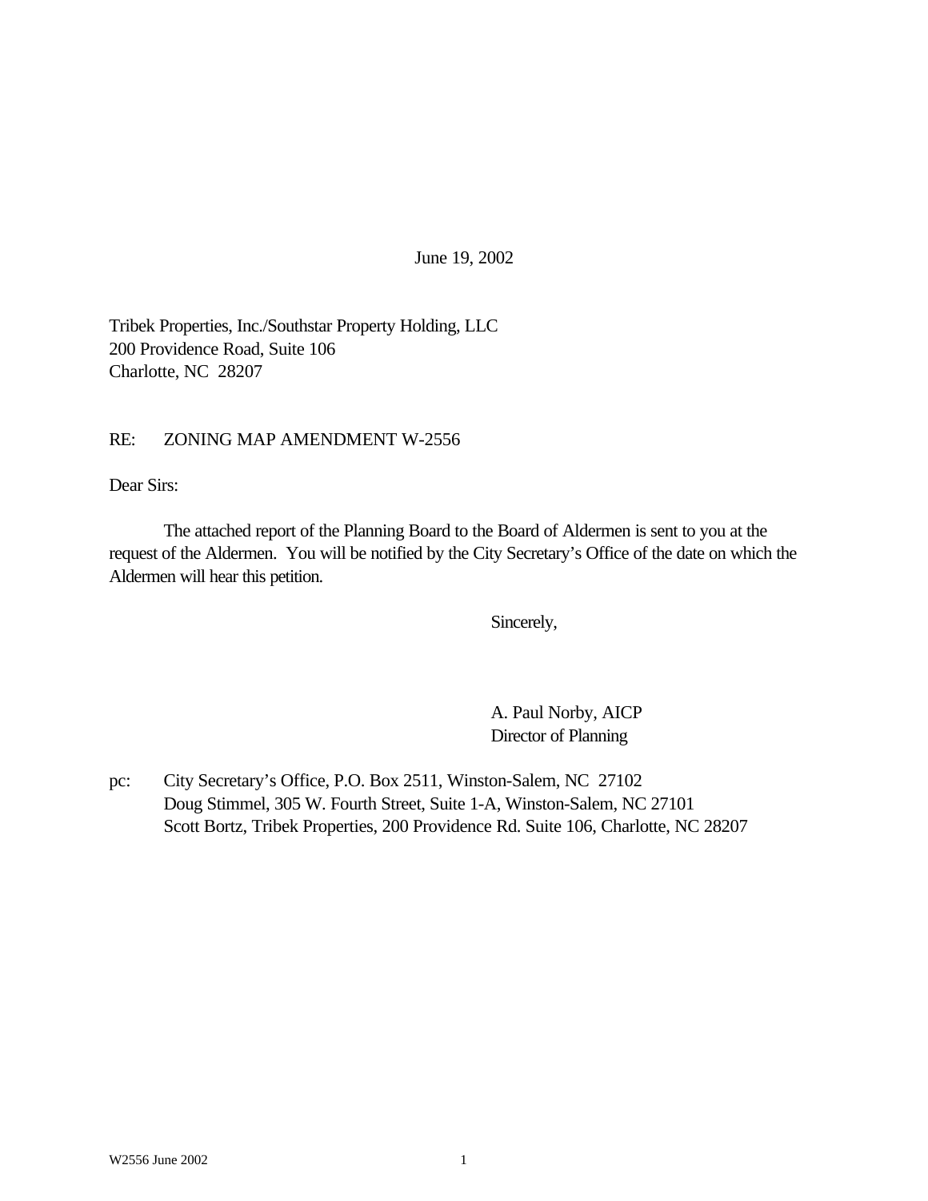June 19, 2002

Tribek Properties, Inc./Southstar Property Holding, LLC
200 Providence Road, Suite 106
Charlotte, NC 28207

RE: ZONING MAP AMENDMENT W-2556

Dear Sirs:

The attached report of the Planning Board to the Board of Aldermen is sent to you at the request of the Aldermen. You will be notified by the City Secretary's Office of the date on which the Aldermen will hear this petition.

Sincerely,

A. Paul Norby, AICP
Director of Planning

pc: City Secretary's Office, P.O. Box 2511, Winston-Salem, NC 27102
Doug Stimmel, 305 W. Fourth Street, Suite 1-A, Winston-Salem, NC 27101
Scott Bortz, Tribek Properties, 200 Providence Rd. Suite 106, Charlotte, NC 28207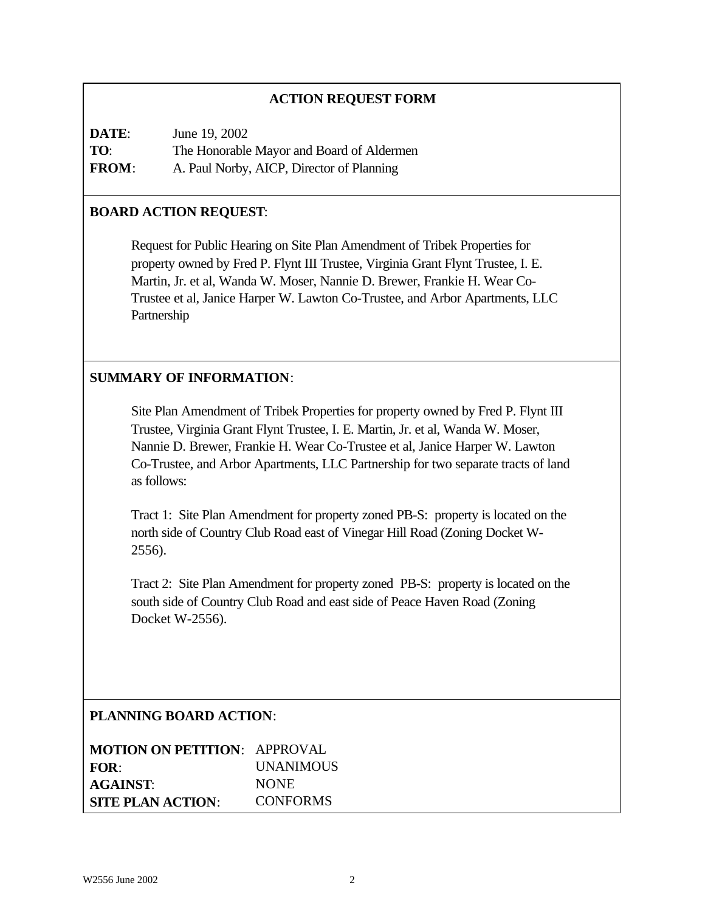## ACTION REQUEST FORM

**DATE**: June 19, 2002
**TO**: The Honorable Mayor and Board of Aldermen
**FROM**: A. Paul Norby, AICP, Director of Planning

**BOARD ACTION REQUEST**:

Request for Public Hearing on Site Plan Amendment of Tribek Properties for property owned by Fred P. Flynt III Trustee, Virginia Grant Flynt Trustee, I. E. Martin, Jr. et al, Wanda W. Moser, Nannie D. Brewer, Frankie H. Wear Co-Trustee et al, Janice Harper W. Lawton Co-Trustee, and Arbor Apartments, LLC Partnership

**SUMMARY OF INFORMATION**:

Site Plan Amendment of Tribek Properties for property owned by Fred P. Flynt III Trustee, Virginia Grant Flynt Trustee, I. E. Martin, Jr. et al, Wanda W. Moser, Nannie D. Brewer, Frankie H. Wear Co-Trustee et al, Janice Harper W. Lawton Co-Trustee, and Arbor Apartments, LLC Partnership for two separate tracts of land as follows:

Tract 1: Site Plan Amendment for property zoned PB-S: property is located on the north side of Country Club Road east of Vinegar Hill Road (Zoning Docket W-2556).

Tract 2: Site Plan Amendment for property zoned PB-S: property is located on the south side of Country Club Road and east side of Peace Haven Road (Zoning Docket W-2556).

**PLANNING BOARD ACTION**:

**MOTION ON PETITION**: APPROVAL
**FOR**: UNANIMOUS
**AGAINST**: NONE
**SITE PLAN ACTION**: CONFORMS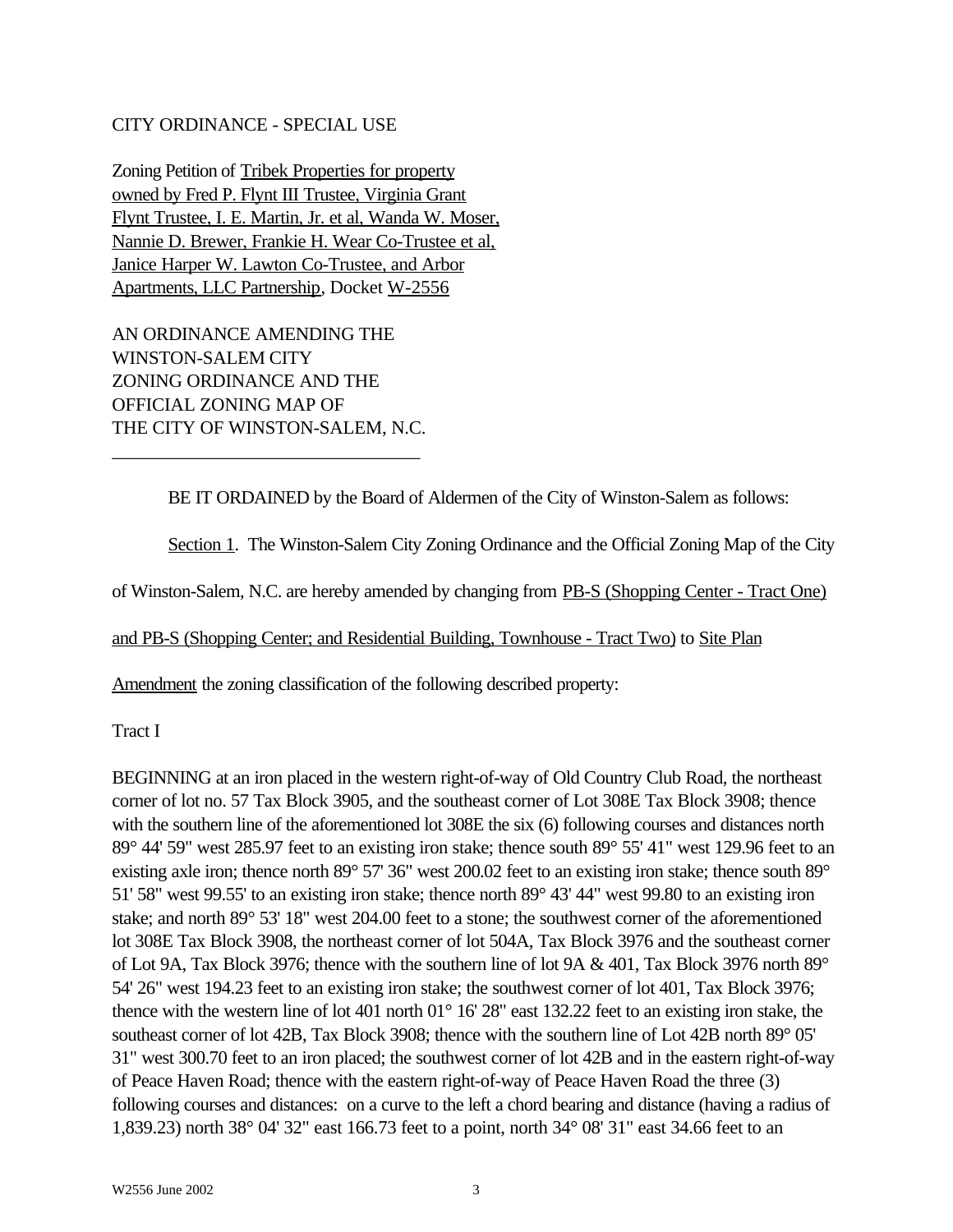CITY ORDINANCE - SPECIAL USE

Zoning Petition of Tribek Properties for property owned by Fred P. Flynt III Trustee, Virginia Grant Flynt Trustee, I. E. Martin, Jr. et al, Wanda W. Moser, Nannie D. Brewer, Frankie H. Wear Co-Trustee et al, Janice Harper W. Lawton Co-Trustee, and Arbor Apartments, LLC Partnership, Docket W-2556

AN ORDINANCE AMENDING THE WINSTON-SALEM CITY ZONING ORDINANCE AND THE OFFICIAL ZONING MAP OF THE CITY OF WINSTON-SALEM, N.C.

---

BE IT ORDAINED by the Board of Aldermen of the City of Winston-Salem as follows:

Section 1. The Winston-Salem City Zoning Ordinance and the Official Zoning Map of the City of Winston-Salem, N.C. are hereby amended by changing from PB-S (Shopping Center - Tract One) and PB-S (Shopping Center; and Residential Building, Townhouse - Tract Two) to Site Plan Amendment the zoning classification of the following described property:

Tract I

BEGINNING at an iron placed in the western right-of-way of Old Country Club Road, the northeast corner of lot no. 57 Tax Block 3905, and the southeast corner of Lot 308E Tax Block 3908; thence with the southern line of the aforementioned lot 308E the six (6) following courses and distances north 89° 44' 59" west 285.97 feet to an existing iron stake; thence south 89° 55' 41" west 129.96 feet to an existing axle iron; thence north 89° 57' 36" west 200.02 feet to an existing iron stake; thence south 89° 51' 58" west 99.55' to an existing iron stake; thence north 89° 43' 44" west 99.80 to an existing iron stake; and north 89° 53' 18" west 204.00 feet to a stone; the southwest corner of the aforementioned lot 308E Tax Block 3908, the northeast corner of lot 504A, Tax Block 3976 and the southeast corner of Lot 9A, Tax Block 3976; thence with the southern line of lot 9A & 401, Tax Block 3976 north 89° 54' 26" west 194.23 feet to an existing iron stake; the southwest corner of lot 401, Tax Block 3976; thence with the western line of lot 401 north 01° 16' 28" east 132.22 feet to an existing iron stake, the southeast corner of lot 42B, Tax Block 3908; thence with the southern line of Lot 42B north 89° 05' 31" west 300.70 feet to an iron placed; the southwest corner of lot 42B and in the eastern right-of-way of Peace Haven Road; thence with the eastern right-of-way of Peace Haven Road the three (3) following courses and distances: on a curve to the left a chord bearing and distance (having a radius of 1,839.23) north 38° 04' 32" east 166.73 feet to a point, north 34° 08' 31" east 34.66 feet to an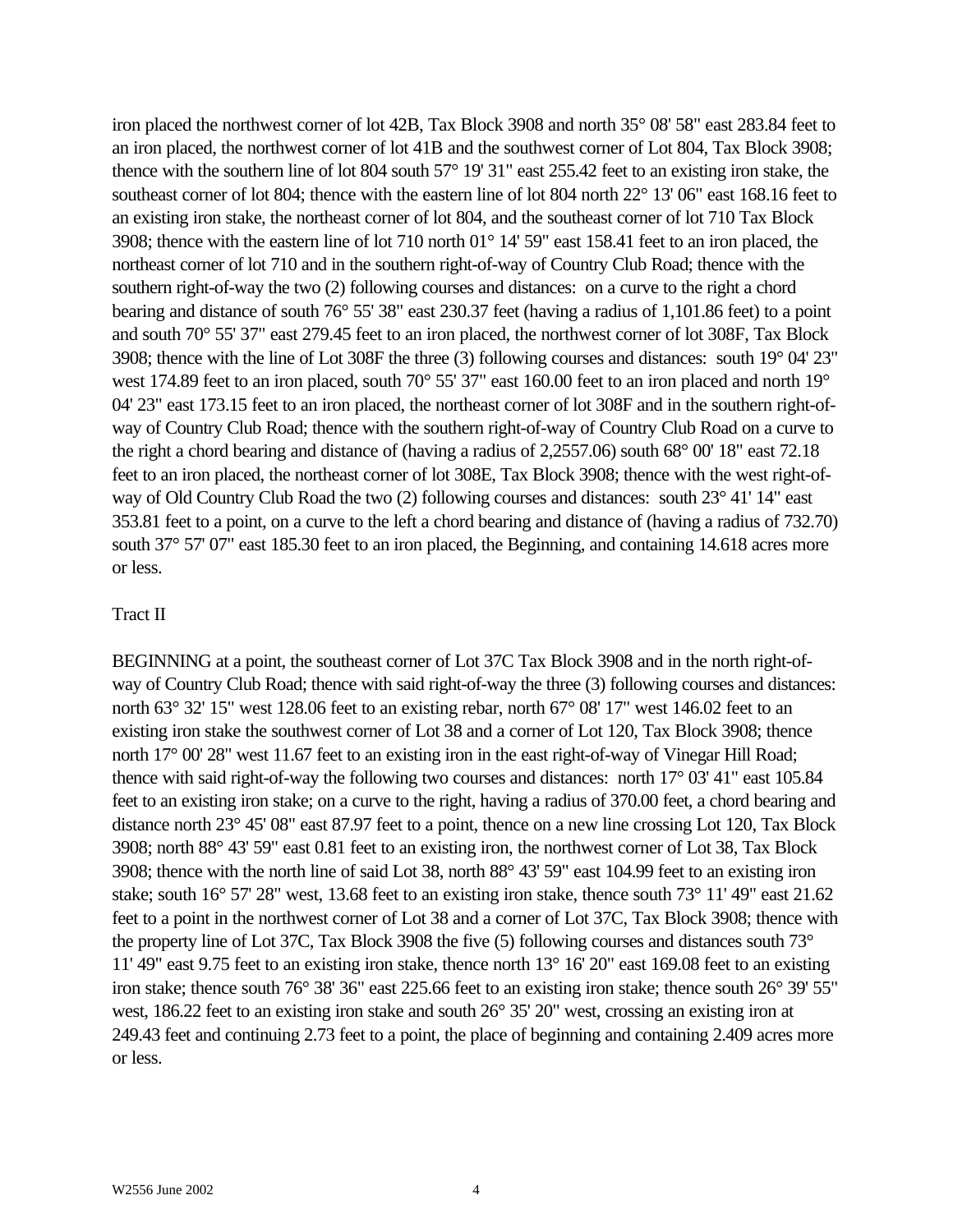iron placed the northwest corner of lot 42B, Tax Block 3908 and north 35° 08' 58" east 283.84 feet to an iron placed, the northwest corner of lot 41B and the southwest corner of Lot 804, Tax Block 3908; thence with the southern line of lot 804 south 57° 19' 31" east 255.42 feet to an existing iron stake, the southeast corner of lot 804; thence with the eastern line of lot 804 north 22° 13' 06" east 168.16 feet to an existing iron stake, the northeast corner of lot 804, and the southeast corner of lot 710 Tax Block 3908; thence with the eastern line of lot 710 north 01° 14' 59" east 158.41 feet to an iron placed, the northeast corner of lot 710 and in the southern right-of-way of Country Club Road; thence with the southern right-of-way the two (2) following courses and distances: on a curve to the right a chord bearing and distance of south 76° 55' 38" east 230.37 feet (having a radius of 1,101.86 feet) to a point and south 70° 55' 37" east 279.45 feet to an iron placed, the northwest corner of lot 308F, Tax Block 3908; thence with the line of Lot 308F the three (3) following courses and distances: south 19° 04' 23" west 174.89 feet to an iron placed, south 70° 55' 37" east 160.00 feet to an iron placed and north 19° 04' 23" east 173.15 feet to an iron placed, the northeast corner of lot 308F and in the southern right-of-way of Country Club Road; thence with the southern right-of-way of Country Club Road on a curve to the right a chord bearing and distance of (having a radius of 2,2557.06) south 68° 00' 18" east 72.18 feet to an iron placed, the northeast corner of lot 308E, Tax Block 3908; thence with the west right-of-way of Old Country Club Road the two (2) following courses and distances: south 23° 41' 14" east 353.81 feet to a point, on a curve to the left a chord bearing and distance of (having a radius of 732.70) south 37° 57' 07" east 185.30 feet to an iron placed, the Beginning, and containing 14.618 acres more or less.

Tract II

BEGINNING at a point, the southeast corner of Lot 37C Tax Block 3908 and in the north right-of-way of Country Club Road; thence with said right-of-way the three (3) following courses and distances: north 63° 32' 15" west 128.06 feet to an existing rebar, north 67° 08' 17" west 146.02 feet to an existing iron stake the southwest corner of Lot 38 and a corner of Lot 120, Tax Block 3908; thence north 17° 00' 28" west 11.67 feet to an existing iron in the east right-of-way of Vinegar Hill Road; thence with said right-of-way the following two courses and distances: north 17° 03' 41" east 105.84 feet to an existing iron stake; on a curve to the right, having a radius of 370.00 feet, a chord bearing and distance north 23° 45' 08" east 87.97 feet to a point, thence on a new line crossing Lot 120, Tax Block 3908; north 88° 43' 59" east 0.81 feet to an existing iron, the northwest corner of Lot 38, Tax Block 3908; thence with the north line of said Lot 38, north 88° 43' 59" east 104.99 feet to an existing iron stake; south 16° 57' 28" west, 13.68 feet to an existing iron stake, thence south 73° 11' 49" east 21.62 feet to a point in the northwest corner of Lot 38 and a corner of Lot 37C, Tax Block 3908; thence with the property line of Lot 37C, Tax Block 3908 the five (5) following courses and distances south 73° 11' 49" east 9.75 feet to an existing iron stake, thence north 13° 16' 20" east 169.08 feet to an existing iron stake; thence south 76° 38' 36" east 225.66 feet to an existing iron stake; thence south 26° 39' 55" west, 186.22 feet to an existing iron stake and south 26° 35' 20" west, crossing an existing iron at 249.43 feet and continuing 2.73 feet to a point, the place of beginning and containing 2.409 acres more or less.

W2556 June 2002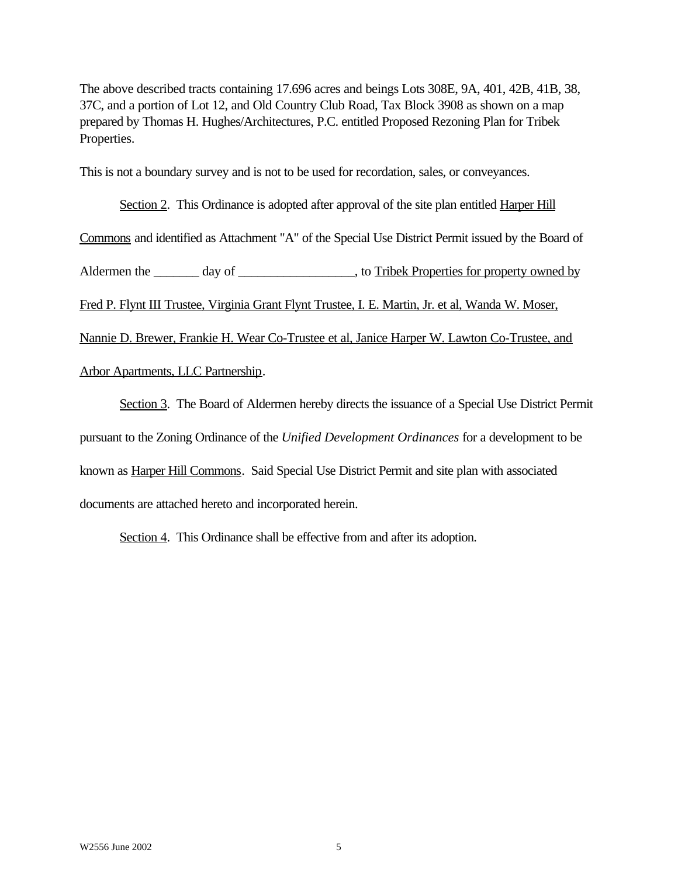The above described tracts containing 17.696 acres and beings Lots 308E, 9A, 401, 42B, 41B, 38, 37C, and a portion of Lot 12, and Old Country Club Road, Tax Block 3908 as shown on a map prepared by Thomas H. Hughes/Architectures, P.C. entitled Proposed Rezoning Plan for Tribek Properties.

This is not a boundary survey and is not to be used for recordation, sales, or conveyances.

Section 2. This Ordinance is adopted after approval of the site plan entitled Harper Hill Commons and identified as Attachment "A" of the Special Use District Permit issued by the Board of Aldermen the _______ day of _________________, to Tribek Properties for property owned by Fred P. Flynt III Trustee, Virginia Grant Flynt Trustee, I. E. Martin, Jr. et al, Wanda W. Moser, Nannie D. Brewer, Frankie H. Wear Co-Trustee et al, Janice Harper W. Lawton Co-Trustee, and Arbor Apartments, LLC Partnership.

Section 3. The Board of Aldermen hereby directs the issuance of a Special Use District Permit pursuant to the Zoning Ordinance of the *Unified Development Ordinances* for a development to be known as Harper Hill Commons. Said Special Use District Permit and site plan with associated documents are attached hereto and incorporated herein.

Section 4. This Ordinance shall be effective from and after its adoption.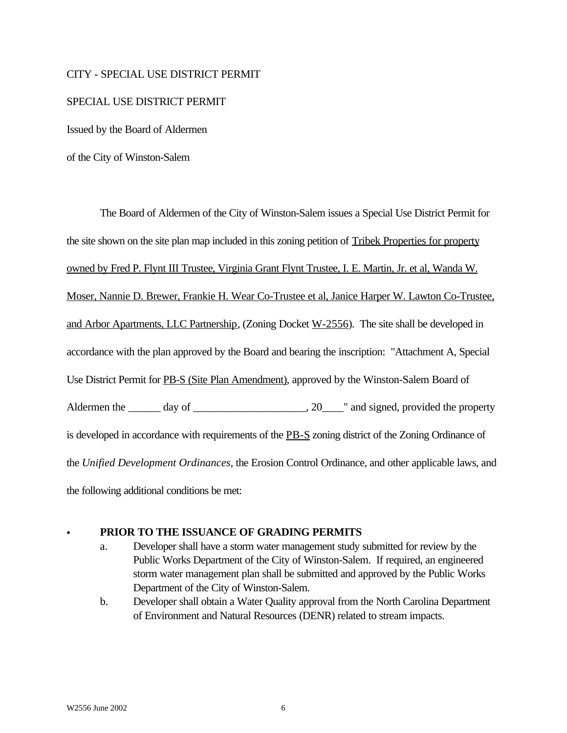CITY - SPECIAL USE DISTRICT PERMIT

SPECIAL USE DISTRICT PERMIT

Issued by the Board of Aldermen

of the City of Winston-Salem

The Board of Aldermen of the City of Winston-Salem issues a Special Use District Permit for the site shown on the site plan map included in this zoning petition of Tribek Properties for property owned by Fred P. Flynt III Trustee, Virginia Grant Flynt Trustee, I. E. Martin, Jr. et al, Wanda W. Moser, Nannie D. Brewer, Frankie H. Wear Co-Trustee et al, Janice Harper W. Lawton Co-Trustee, and Arbor Apartments, LLC Partnership, (Zoning Docket W-2556). The site shall be developed in accordance with the plan approved by the Board and bearing the inscription: "Attachment A, Special Use District Permit for PB-S (Site Plan Amendment), approved by the Winston-Salem Board of Aldermen the ______ day of ____________________, 20____" and signed, provided the property is developed in accordance with requirements of the PB-S zoning district of the Zoning Ordinance of the *Unified Development Ordinances*, the Erosion Control Ordinance, and other applicable laws, and the following additional conditions be met:

- **PRIOR TO THE ISSUANCE OF GRADING PERMITS**
  a. Developer shall have a storm water management study submitted for review by the Public Works Department of the City of Winston-Salem. If required, an engineered storm water management plan shall be submitted and approved by the Public Works Department of the City of Winston-Salem.
  b. Developer shall obtain a Water Quality approval from the North Carolina Department of Environment and Natural Resources (DENR) related to stream impacts.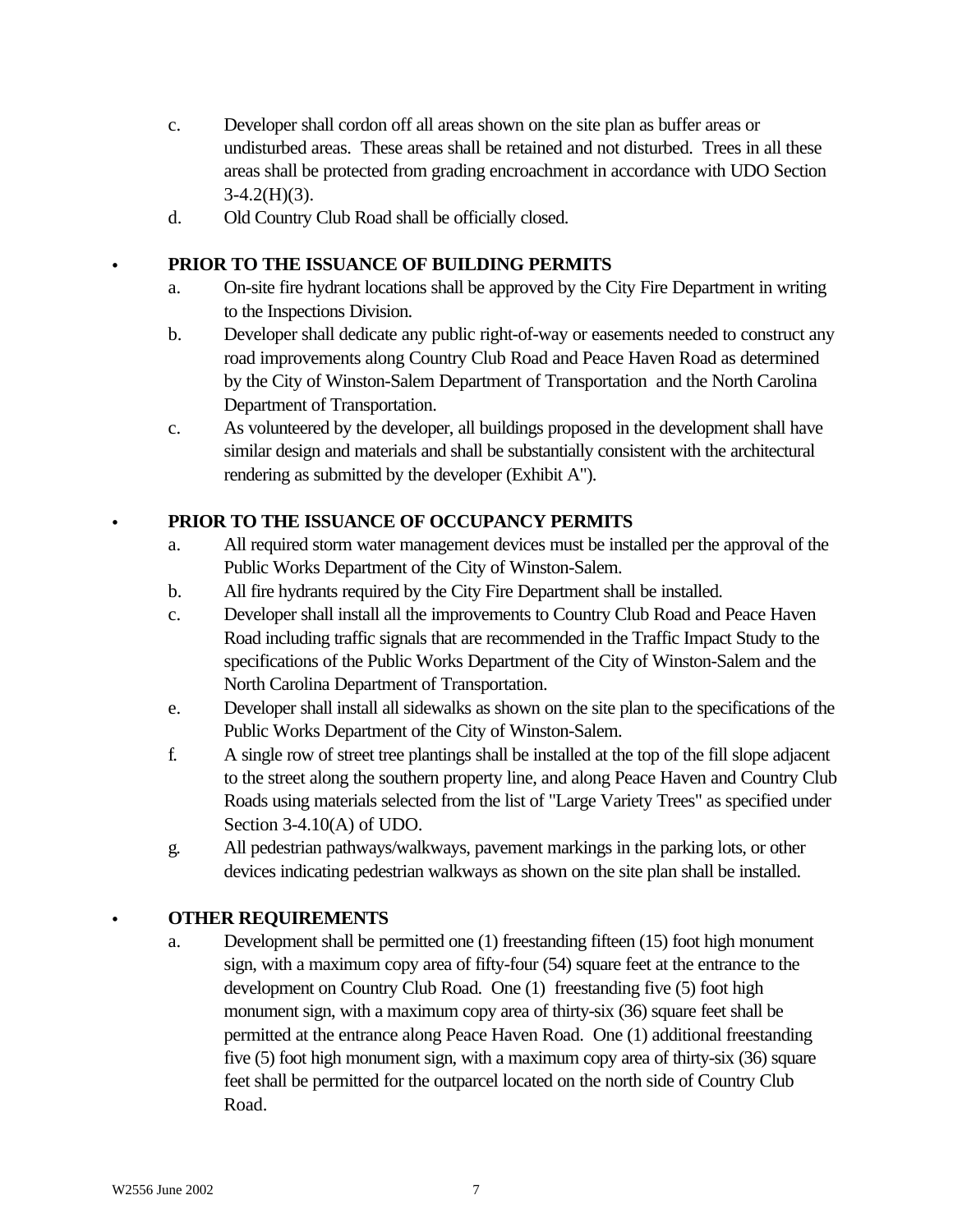c. Developer shall cordon off all areas shown on the site plan as buffer areas or undisturbed areas. These areas shall be retained and not disturbed. Trees in all these areas shall be protected from grading encroachment in accordance with UDO Section 3-4.2(H)(3).

d. Old Country Club Road shall be officially closed.

- **PRIOR TO THE ISSUANCE OF BUILDING PERMITS**

  a. On-site fire hydrant locations shall be approved by the City Fire Department in writing to the Inspections Division.

  b. Developer shall dedicate any public right-of-way or easements needed to construct any road improvements along Country Club Road and Peace Haven Road as determined by the City of Winston-Salem Department of Transportation and the North Carolina Department of Transportation.

  c. As volunteered by the developer, all buildings proposed in the development shall have similar design and materials and shall be substantially consistent with the architectural rendering as submitted by the developer (Exhibit A").

- **PRIOR TO THE ISSUANCE OF OCCUPANCY PERMITS**

  a. All required storm water management devices must be installed per the approval of the Public Works Department of the City of Winston-Salem.

  b. All fire hydrants required by the City Fire Department shall be installed.

  c. Developer shall install all the improvements to Country Club Road and Peace Haven Road including traffic signals that are recommended in the Traffic Impact Study to the specifications of the Public Works Department of the City of Winston-Salem and the North Carolina Department of Transportation.

  e. Developer shall install all sidewalks as shown on the site plan to the specifications of the Public Works Department of the City of Winston-Salem.

  f. A single row of street tree plantings shall be installed at the top of the fill slope adjacent to the street along the southern property line, and along Peace Haven and Country Club Roads using materials selected from the list of "Large Variety Trees" as specified under Section 3-4.10(A) of UDO.

  g. All pedestrian pathways/walkways, pavement markings in the parking lots, or other devices indicating pedestrian walkways as shown on the site plan shall be installed.

- **OTHER REQUIREMENTS**

  a. Development shall be permitted one (1) freestanding fifteen (15) foot high monument sign, with a maximum copy area of fifty-four (54) square feet at the entrance to the development on Country Club Road. One (1) freestanding five (5) foot high monument sign, with a maximum copy area of thirty-six (36) square feet shall be permitted at the entrance along Peace Haven Road. One (1) additional freestanding five (5) foot high monument sign, with a maximum copy area of thirty-six (36) square feet shall be permitted for the outparcel located on the north side of Country Club Road.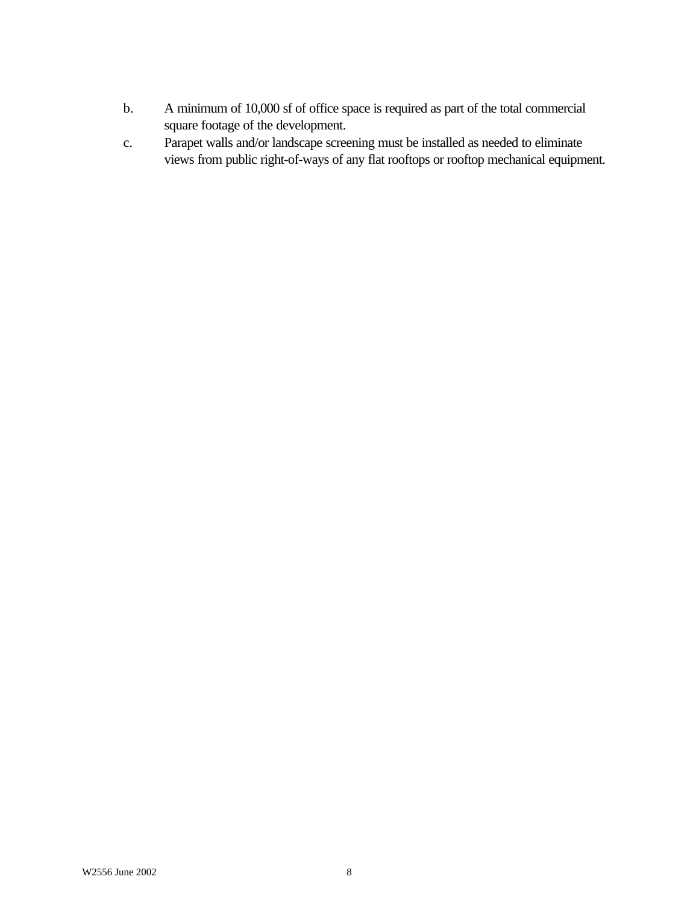b. A minimum of 10,000 sf of office space is required as part of the total commercial square footage of the development.

c. Parapet walls and/or landscape screening must be installed as needed to eliminate views from public right-of-ways of any flat rooftops or rooftop mechanical equipment.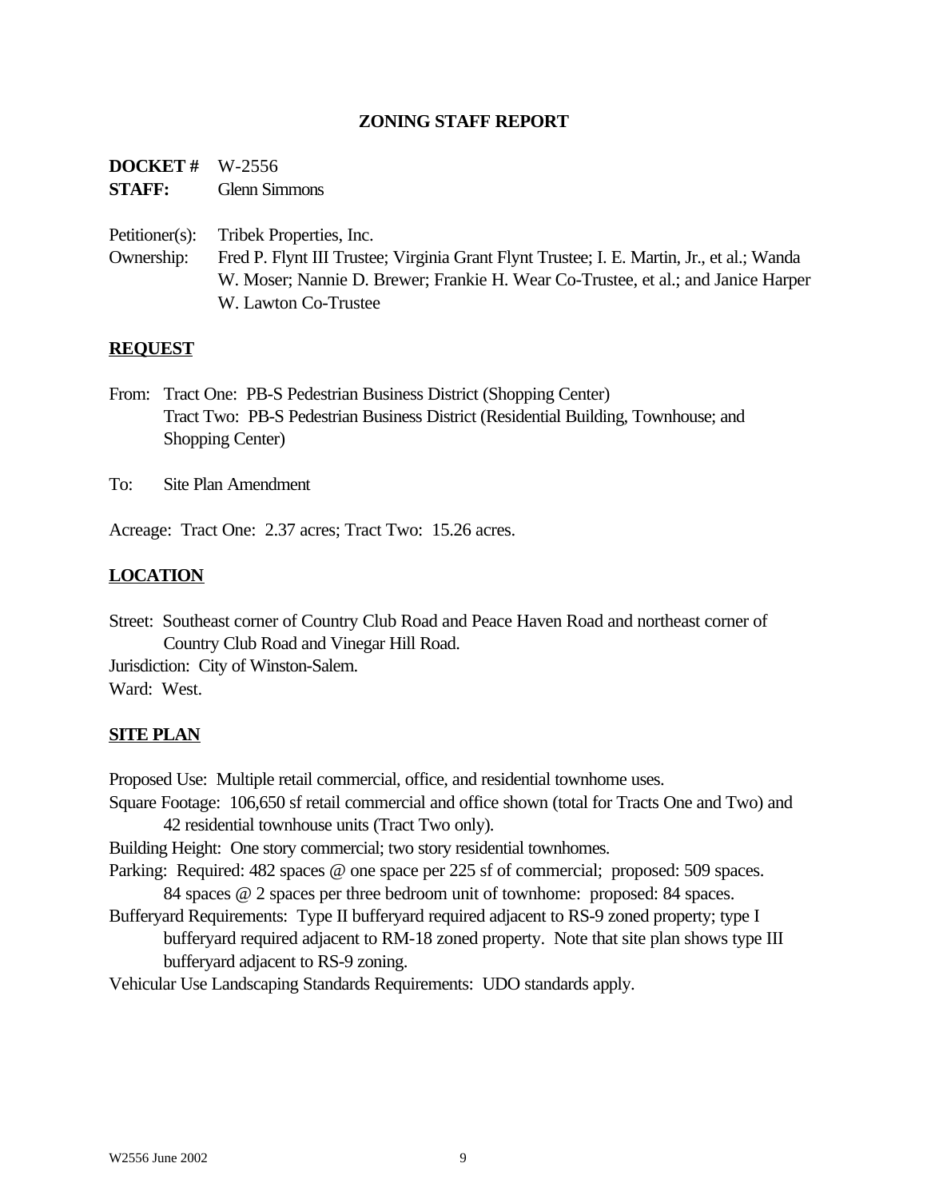## ZONING STAFF REPORT

**DOCKET #** W-2556
**STAFF:** Glenn Simmons

Petitioner(s): Tribek Properties, Inc.
Ownership: Fred P. Flynt III Trustee; Virginia Grant Flynt Trustee; I. E. Martin, Jr., et al.; Wanda W. Moser; Nannie D. Brewer; Frankie H. Wear Co-Trustee, et al.; and Janice Harper W. Lawton Co-Trustee

### REQUEST

From: Tract One: PB-S Pedestrian Business District (Shopping Center)
Tract Two: PB-S Pedestrian Business District (Residential Building, Townhouse; and Shopping Center)

To: Site Plan Amendment

Acreage: Tract One: 2.37 acres; Tract Two: 15.26 acres.

### LOCATION

Street: Southeast corner of Country Club Road and Peace Haven Road and northeast corner of Country Club Road and Vinegar Hill Road.
Jurisdiction: City of Winston-Salem.
Ward: West.

### SITE PLAN

Proposed Use: Multiple retail commercial, office, and residential townhome uses.
Square Footage: 106,650 sf retail commercial and office shown (total for Tracts One and Two) and 42 residential townhouse units (Tract Two only).
Building Height: One story commercial; two story residential townhomes.
Parking: Required: 482 spaces @ one space per 225 sf of commercial; proposed: 509 spaces.
84 spaces @ 2 spaces per three bedroom unit of townhome: proposed: 84 spaces.
Bufferyard Requirements: Type II bufferyard required adjacent to RS-9 zoned property; type I bufferyard required adjacent to RM-18 zoned property. Note that site plan shows type III bufferyard adjacent to RS-9 zoning.
Vehicular Use Landscaping Standards Requirements: UDO standards apply.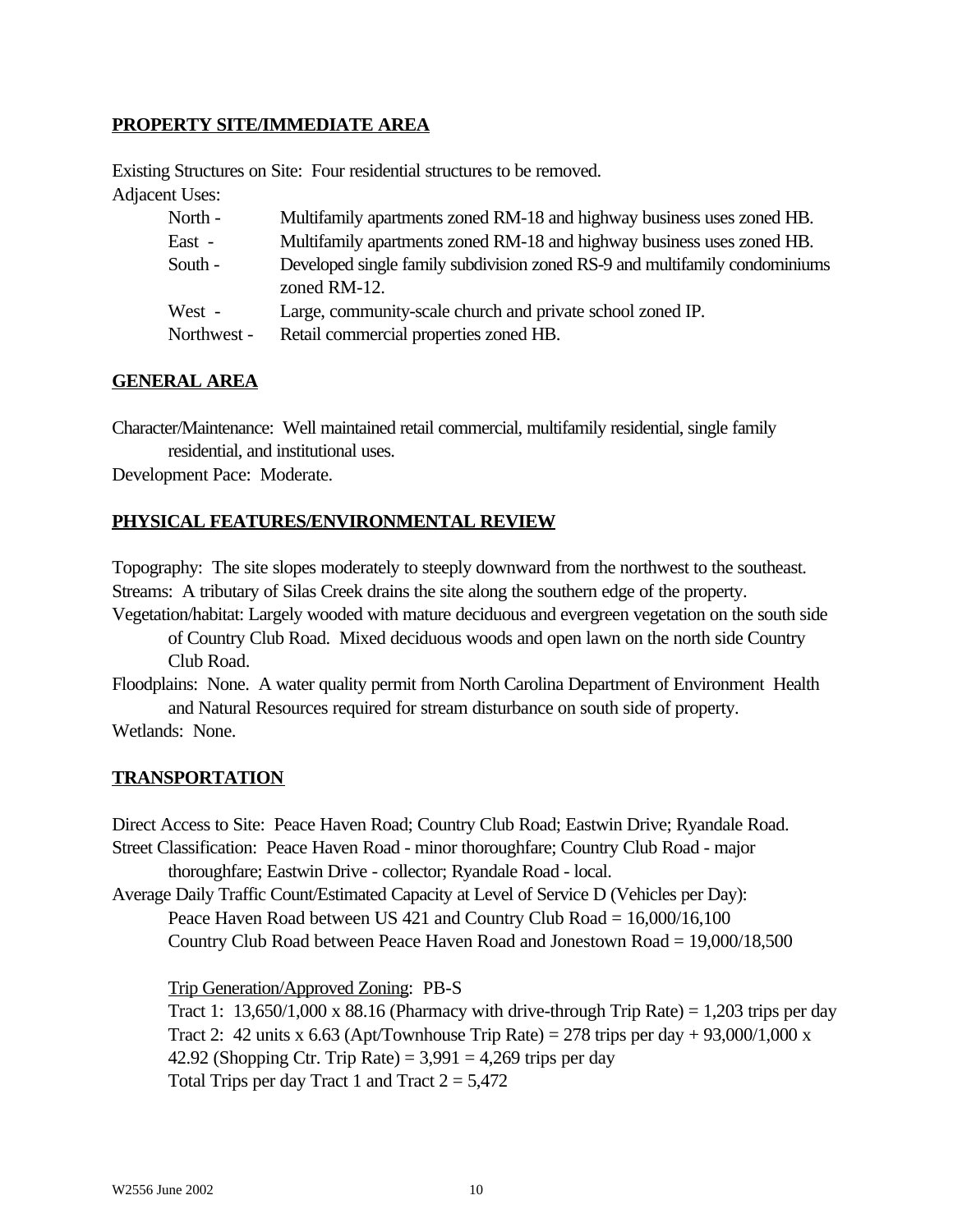**PROPERTY SITE/IMMEDIATE AREA**

Existing Structures on Site: Four residential structures to be removed.

Adjacent Uses:

- North - Multifamily apartments zoned RM-18 and highway business uses zoned HB.
- East - Multifamily apartments zoned RM-18 and highway business uses zoned HB.
- South - Developed single family subdivision zoned RS-9 and multifamily condominiums zoned RM-12.
- West - Large, community-scale church and private school zoned IP.
- Northwest - Retail commercial properties zoned HB.

**GENERAL AREA**

Character/Maintenance: Well maintained retail commercial, multifamily residential, single family residential, and institutional uses.

Development Pace: Moderate.

**PHYSICAL FEATURES/ENVIRONMENTAL REVIEW**

Topography: The site slopes moderately to steeply downward from the northwest to the southeast.

Streams: A tributary of Silas Creek drains the site along the southern edge of the property.

Vegetation/habitat: Largely wooded with mature deciduous and evergreen vegetation on the south side of Country Club Road. Mixed deciduous woods and open lawn on the north side Country Club Road.

Floodplains: None. A water quality permit from North Carolina Department of Environment Health and Natural Resources required for stream disturbance on south side of property.

Wetlands: None.

**TRANSPORTATION**

Direct Access to Site: Peace Haven Road; Country Club Road; Eastwin Drive; Ryandale Road.

Street Classification: Peace Haven Road - minor thoroughfare; Country Club Road - major thoroughfare; Eastwin Drive - collector; Ryandale Road - local.

Average Daily Traffic Count/Estimated Capacity at Level of Service D (Vehicles per Day):

Peace Haven Road between US 421 and Country Club Road = 16,000/16,100

Country Club Road between Peace Haven Road and Jonestown Road = 19,000/18,500

Trip Generation/Approved Zoning: PB-S

Tract 1: 13,650/1,000 x 88.16 (Pharmacy with drive-through Trip Rate) = 1,203 trips per day

Tract 2: 42 units x 6.63 (Apt/Townhouse Trip Rate) = 278 trips per day + 93,000/1,000 x 42.92 (Shopping Ctr. Trip Rate) = 3,991 = 4,269 trips per day

Total Trips per day Tract 1 and Tract 2 = 5,472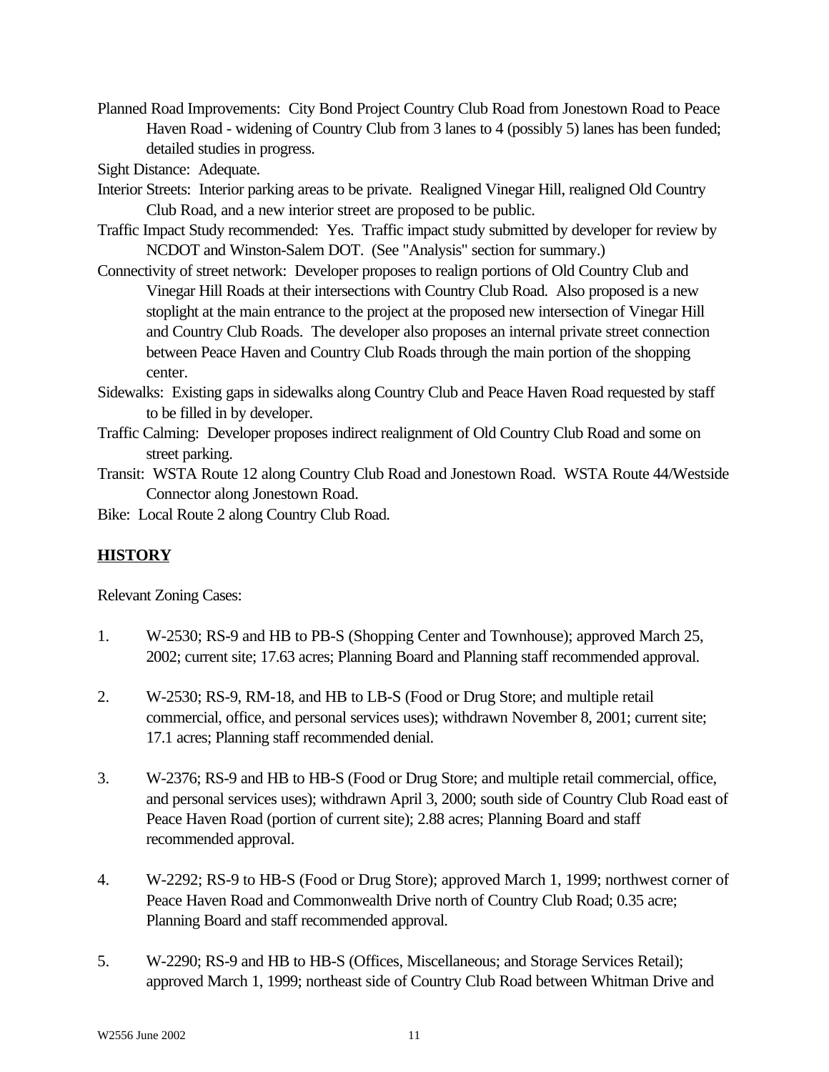Planned Road Improvements: City Bond Project Country Club Road from Jonestown Road to Peace Haven Road - widening of Country Club from 3 lanes to 4 (possibly 5) lanes has been funded; detailed studies in progress.

Sight Distance: Adequate.

Interior Streets: Interior parking areas to be private. Realigned Vinegar Hill, realigned Old Country Club Road, and a new interior street are proposed to be public.

Traffic Impact Study recommended: Yes. Traffic impact study submitted by developer for review by NCDOT and Winston-Salem DOT. (See "Analysis" section for summary.)

Connectivity of street network: Developer proposes to realign portions of Old Country Club and Vinegar Hill Roads at their intersections with Country Club Road. Also proposed is a new stoplight at the main entrance to the project at the proposed new intersection of Vinegar Hill and Country Club Roads. The developer also proposes an internal private street connection between Peace Haven and Country Club Roads through the main portion of the shopping center.

Sidewalks: Existing gaps in sidewalks along Country Club and Peace Haven Road requested by staff to be filled in by developer.

Traffic Calming: Developer proposes indirect realignment of Old Country Club Road and some on street parking.

Transit: WSTA Route 12 along Country Club Road and Jonestown Road. WSTA Route 44/Westside Connector along Jonestown Road.

Bike: Local Route 2 along Country Club Road.

## HISTORY

Relevant Zoning Cases:

1. W-2530; RS-9 and HB to PB-S (Shopping Center and Townhouse); approved March 25, 2002; current site; 17.63 acres; Planning Board and Planning staff recommended approval.

2. W-2530; RS-9, RM-18, and HB to LB-S (Food or Drug Store; and multiple retail commercial, office, and personal services uses); withdrawn November 8, 2001; current site; 17.1 acres; Planning staff recommended denial.

3. W-2376; RS-9 and HB to HB-S (Food or Drug Store; and multiple retail commercial, office, and personal services uses); withdrawn April 3, 2000; south side of Country Club Road east of Peace Haven Road (portion of current site); 2.88 acres; Planning Board and staff recommended approval.

4. W-2292; RS-9 to HB-S (Food or Drug Store); approved March 1, 1999; northwest corner of Peace Haven Road and Commonwealth Drive north of Country Club Road; 0.35 acre; Planning Board and staff recommended approval.

5. W-2290; RS-9 and HB to HB-S (Offices, Miscellaneous; and Storage Services Retail); approved March 1, 1999; northeast side of Country Club Road between Whitman Drive and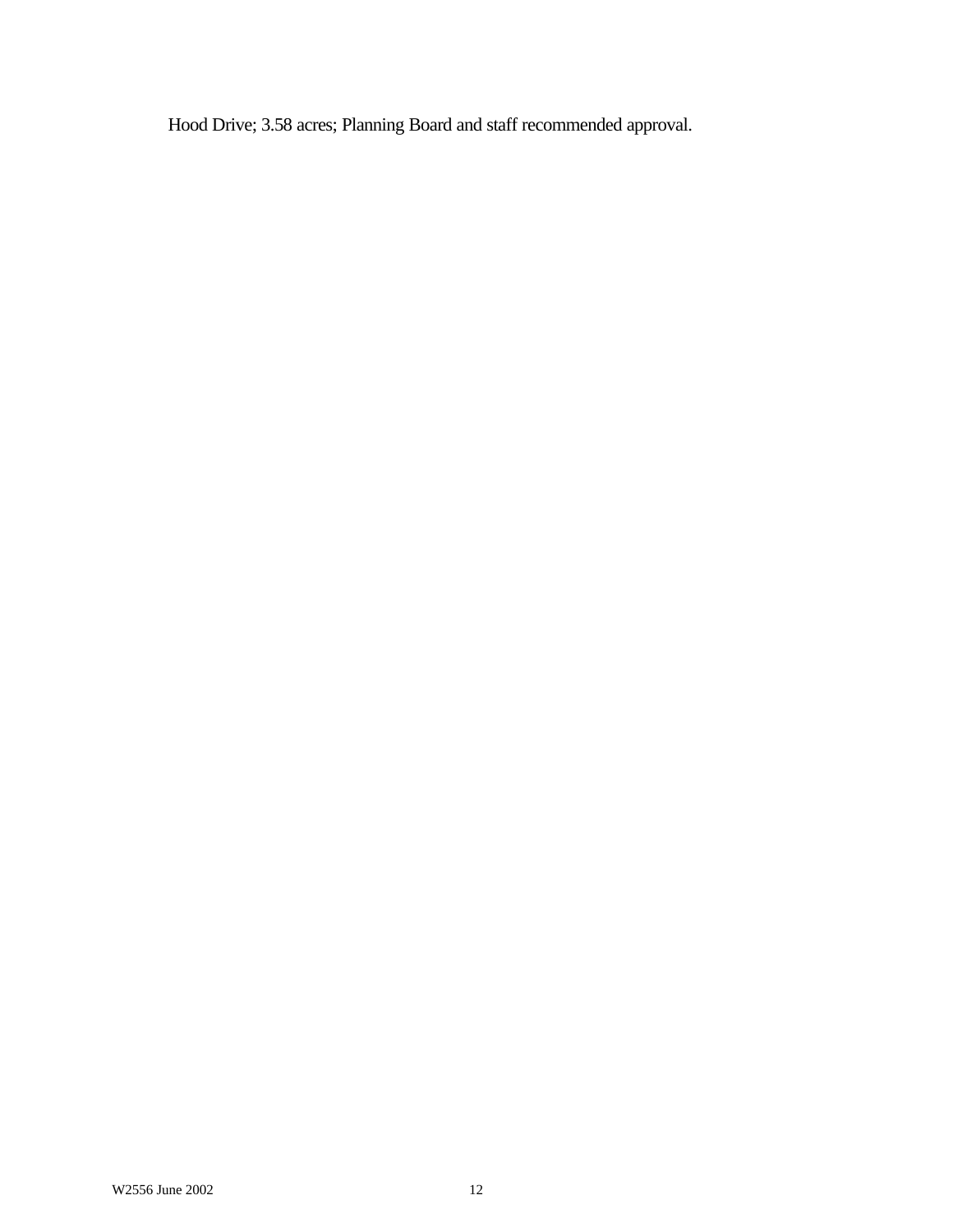Hood Drive; 3.58 acres; Planning Board and staff recommended approval.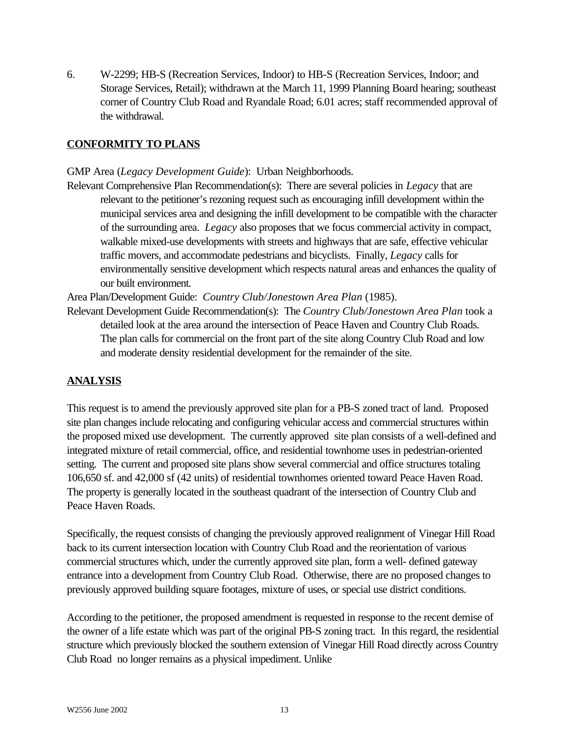6. W-2299; HB-S (Recreation Services, Indoor) to HB-S (Recreation Services, Indoor; and Storage Services, Retail); withdrawn at the March 11, 1999 Planning Board hearing; southeast corner of Country Club Road and Ryandale Road; 6.01 acres; staff recommended approval of the withdrawal.

## CONFORMITY TO PLANS

GMP Area (*Legacy Development Guide*): Urban Neighborhoods.

Relevant Comprehensive Plan Recommendation(s): There are several policies in *Legacy* that are relevant to the petitioner's rezoning request such as encouraging infill development within the municipal services area and designing the infill development to be compatible with the character of the surrounding area. *Legacy* also proposes that we focus commercial activity in compact, walkable mixed-use developments with streets and highways that are safe, effective vehicular traffic movers, and accommodate pedestrians and bicyclists. Finally, *Legacy* calls for environmentally sensitive development which respects natural areas and enhances the quality of our built environment.

Area Plan/Development Guide: *Country Club/Jonestown Area Plan* (1985).

Relevant Development Guide Recommendation(s): The *Country Club/Jonestown Area Plan* took a detailed look at the area around the intersection of Peace Haven and Country Club Roads. The plan calls for commercial on the front part of the site along Country Club Road and low and moderate density residential development for the remainder of the site.

## ANALYSIS

This request is to amend the previously approved site plan for a PB-S zoned tract of land. Proposed site plan changes include relocating and configuring vehicular access and commercial structures within the proposed mixed use development. The currently approved site plan consists of a well-defined and integrated mixture of retail commercial, office, and residential townhome uses in pedestrian-oriented setting. The current and proposed site plans show several commercial and office structures totaling 106,650 sf. and 42,000 sf (42 units) of residential townhomes oriented toward Peace Haven Road. The property is generally located in the southeast quadrant of the intersection of Country Club and Peace Haven Roads.

Specifically, the request consists of changing the previously approved realignment of Vinegar Hill Road back to its current intersection location with Country Club Road and the reorientation of various commercial structures which, under the currently approved site plan, form a well- defined gateway entrance into a development from Country Club Road. Otherwise, there are no proposed changes to previously approved building square footages, mixture of uses, or special use district conditions.

According to the petitioner, the proposed amendment is requested in response to the recent demise of the owner of a life estate which was part of the original PB-S zoning tract. In this regard, the residential structure which previously blocked the southern extension of Vinegar Hill Road directly across Country Club Road no longer remains as a physical impediment. Unlike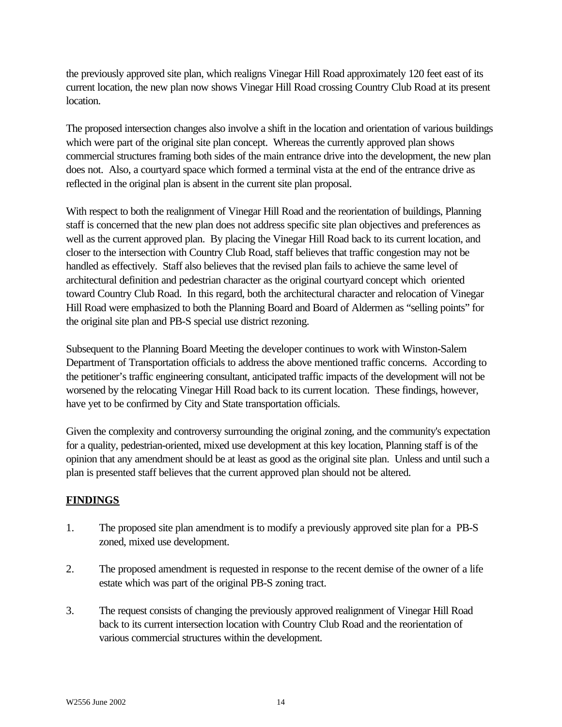the previously approved site plan, which realigns Vinegar Hill Road approximately 120 feet east of its current location, the new plan now shows Vinegar Hill Road crossing Country Club Road at its present location.

The proposed intersection changes also involve a shift in the location and orientation of various buildings which were part of the original site plan concept. Whereas the currently approved plan shows commercial structures framing both sides of the main entrance drive into the development, the new plan does not. Also, a courtyard space which formed a terminal vista at the end of the entrance drive as reflected in the original plan is absent in the current site plan proposal.

With respect to both the realignment of Vinegar Hill Road and the reorientation of buildings, Planning staff is concerned that the new plan does not address specific site plan objectives and preferences as well as the current approved plan. By placing the Vinegar Hill Road back to its current location, and closer to the intersection with Country Club Road, staff believes that traffic congestion may not be handled as effectively. Staff also believes that the revised plan fails to achieve the same level of architectural definition and pedestrian character as the original courtyard concept which oriented toward Country Club Road. In this regard, both the architectural character and relocation of Vinegar Hill Road were emphasized to both the Planning Board and Board of Aldermen as "selling points" for the original site plan and PB-S special use district rezoning.

Subsequent to the Planning Board Meeting the developer continues to work with Winston-Salem Department of Transportation officials to address the above mentioned traffic concerns. According to the petitioner's traffic engineering consultant, anticipated traffic impacts of the development will not be worsened by the relocating Vinegar Hill Road back to its current location. These findings, however, have yet to be confirmed by City and State transportation officials.

Given the complexity and controversy surrounding the original zoning, and the community's expectation for a quality, pedestrian-oriented, mixed use development at this key location, Planning staff is of the opinion that any amendment should be at least as good as the original site plan. Unless and until such a plan is presented staff believes that the current approved plan should not be altered.

## FINDINGS

1. The proposed site plan amendment is to modify a previously approved site plan for a PB-S zoned, mixed use development.

2. The proposed amendment is requested in response to the recent demise of the owner of a life estate which was part of the original PB-S zoning tract.

3. The request consists of changing the previously approved realignment of Vinegar Hill Road back to its current intersection location with Country Club Road and the reorientation of various commercial structures within the development.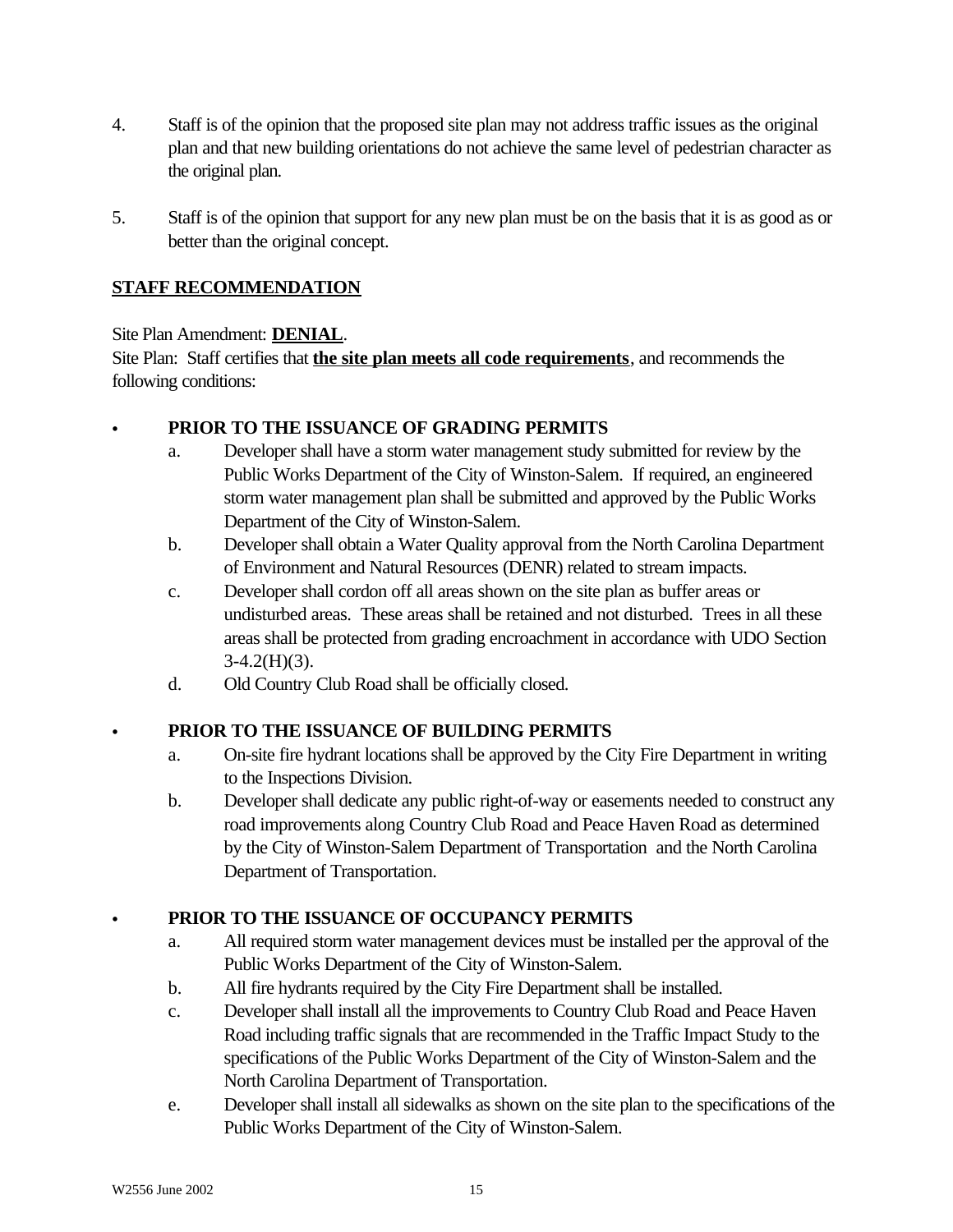4. Staff is of the opinion that the proposed site plan may not address traffic issues as the original plan and that new building orientations do not achieve the same level of pedestrian character as the original plan.

5. Staff is of the opinion that support for any new plan must be on the basis that it is as good as or better than the original concept.

**STAFF RECOMMENDATION**

Site Plan Amendment: **DENIAL**.
Site Plan: Staff certifies that **the site plan meets all code requirements**, and recommends the following conditions:

- **PRIOR TO THE ISSUANCE OF GRADING PERMITS**
  a. Developer shall have a storm water management study submitted for review by the Public Works Department of the City of Winston-Salem. If required, an engineered storm water management plan shall be submitted and approved by the Public Works Department of the City of Winston-Salem.
  b. Developer shall obtain a Water Quality approval from the North Carolina Department of Environment and Natural Resources (DENR) related to stream impacts.
  c. Developer shall cordon off all areas shown on the site plan as buffer areas or undisturbed areas. These areas shall be retained and not disturbed. Trees in all these areas shall be protected from grading encroachment in accordance with UDO Section 3-4.2(H)(3).
  d. Old Country Club Road shall be officially closed.

- **PRIOR TO THE ISSUANCE OF BUILDING PERMITS**
  a. On-site fire hydrant locations shall be approved by the City Fire Department in writing to the Inspections Division.
  b. Developer shall dedicate any public right-of-way or easements needed to construct any road improvements along Country Club Road and Peace Haven Road as determined by the City of Winston-Salem Department of Transportation and the North Carolina Department of Transportation.

- **PRIOR TO THE ISSUANCE OF OCCUPANCY PERMITS**
  a. All required storm water management devices must be installed per the approval of the Public Works Department of the City of Winston-Salem.
  b. All fire hydrants required by the City Fire Department shall be installed.
  c. Developer shall install all the improvements to Country Club Road and Peace Haven Road including traffic signals that are recommended in the Traffic Impact Study to the specifications of the Public Works Department of the City of Winston-Salem and the North Carolina Department of Transportation.
  e. Developer shall install all sidewalks as shown on the site plan to the specifications of the Public Works Department of the City of Winston-Salem.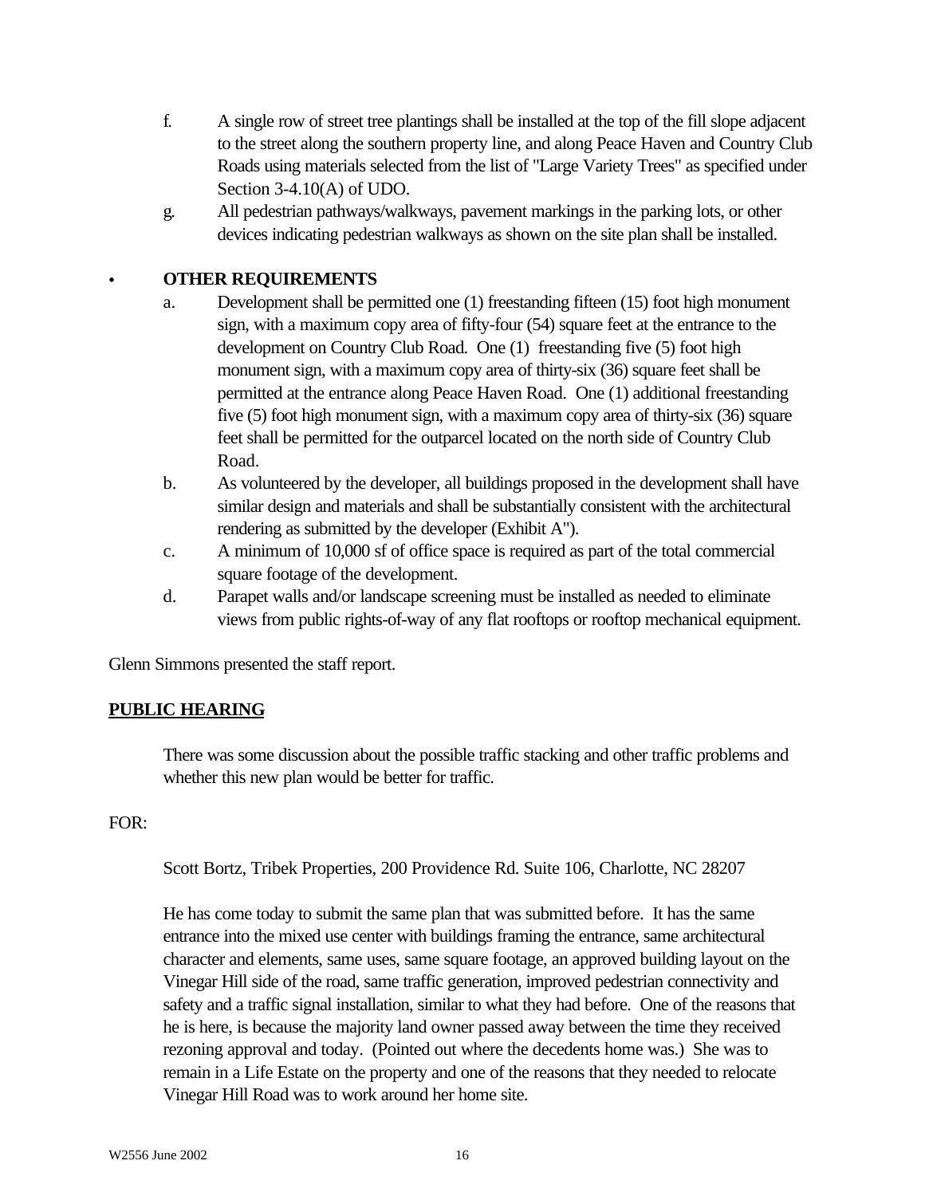f. A single row of street tree plantings shall be installed at the top of the fill slope adjacent to the street along the southern property line, and along Peace Haven and Country Club Roads using materials selected from the list of "Large Variety Trees" as specified under Section 3-4.10(A) of UDO.

g. All pedestrian pathways/walkways, pavement markings in the parking lots, or other devices indicating pedestrian walkways as shown on the site plan shall be installed.

- **OTHER REQUIREMENTS**

  a. Development shall be permitted one (1) freestanding fifteen (15) foot high monument sign, with a maximum copy area of fifty-four (54) square feet at the entrance to the development on Country Club Road. One (1) freestanding five (5) foot high monument sign, with a maximum copy area of thirty-six (36) square feet shall be permitted at the entrance along Peace Haven Road. One (1) additional freestanding five (5) foot high monument sign, with a maximum copy area of thirty-six (36) square feet shall be permitted for the outparcel located on the north side of Country Club Road.

  b. As volunteered by the developer, all buildings proposed in the development shall have similar design and materials and shall be substantially consistent with the architectural rendering as submitted by the developer (Exhibit A").

  c. A minimum of 10,000 sf of office space is required as part of the total commercial square footage of the development.

  d. Parapet walls and/or landscape screening must be installed as needed to eliminate views from public rights-of-way of any flat rooftops or rooftop mechanical equipment.

Glenn Simmons presented the staff report.

**PUBLIC HEARING**

There was some discussion about the possible traffic stacking and other traffic problems and whether this new plan would be better for traffic.

FOR:

Scott Bortz, Tribek Properties, 200 Providence Rd. Suite 106, Charlotte, NC 28207

He has come today to submit the same plan that was submitted before. It has the same entrance into the mixed use center with buildings framing the entrance, same architectural character and elements, same uses, same square footage, an approved building layout on the Vinegar Hill side of the road, same traffic generation, improved pedestrian connectivity and safety and a traffic signal installation, similar to what they had before. One of the reasons that he is here, is because the majority land owner passed away between the time they received rezoning approval and today. (Pointed out where the decedents home was.) She was to remain in a Life Estate on the property and one of the reasons that they needed to relocate Vinegar Hill Road was to work around her home site.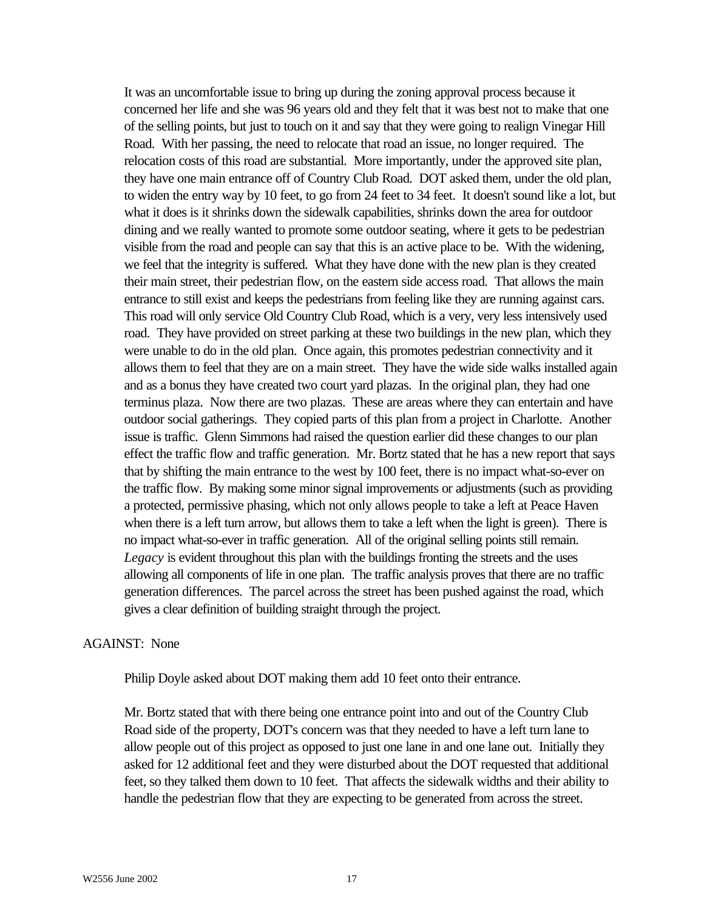It was an uncomfortable issue to bring up during the zoning approval process because it concerned her life and she was 96 years old and they felt that it was best not to make that one of the selling points, but just to touch on it and say that they were going to realign Vinegar Hill Road. With her passing, the need to relocate that road an issue, no longer required. The relocation costs of this road are substantial. More importantly, under the approved site plan, they have one main entrance off of Country Club Road. DOT asked them, under the old plan, to widen the entry way by 10 feet, to go from 24 feet to 34 feet. It doesn't sound like a lot, but what it does is it shrinks down the sidewalk capabilities, shrinks down the area for outdoor dining and we really wanted to promote some outdoor seating, where it gets to be pedestrian visible from the road and people can say that this is an active place to be. With the widening, we feel that the integrity is suffered. What they have done with the new plan is they created their main street, their pedestrian flow, on the eastern side access road. That allows the main entrance to still exist and keeps the pedestrians from feeling like they are running against cars. This road will only service Old Country Club Road, which is a very, very less intensively used road. They have provided on street parking at these two buildings in the new plan, which they were unable to do in the old plan. Once again, this promotes pedestrian connectivity and it allows them to feel that they are on a main street. They have the wide side walks installed again and as a bonus they have created two court yard plazas. In the original plan, they had one terminus plaza. Now there are two plazas. These are areas where they can entertain and have outdoor social gatherings. They copied parts of this plan from a project in Charlotte. Another issue is traffic. Glenn Simmons had raised the question earlier did these changes to our plan effect the traffic flow and traffic generation. Mr. Bortz stated that he has a new report that says that by shifting the main entrance to the west by 100 feet, there is no impact what-so-ever on the traffic flow. By making some minor signal improvements or adjustments (such as providing a protected, permissive phasing, which not only allows people to take a left at Peace Haven when there is a left turn arrow, but allows them to take a left when the light is green). There is no impact what-so-ever in traffic generation. All of the original selling points still remain. *Legacy* is evident throughout this plan with the buildings fronting the streets and the uses allowing all components of life in one plan. The traffic analysis proves that there are no traffic generation differences. The parcel across the street has been pushed against the road, which gives a clear definition of building straight through the project.

AGAINST: None

Philip Doyle asked about DOT making them add 10 feet onto their entrance.

Mr. Bortz stated that with there being one entrance point into and out of the Country Club Road side of the property, DOT's concern was that they needed to have a left turn lane to allow people out of this project as opposed to just one lane in and one lane out. Initially they asked for 12 additional feet and they were disturbed about the DOT requested that additional feet, so they talked them down to 10 feet. That affects the sidewalk widths and their ability to handle the pedestrian flow that they are expecting to be generated from across the street.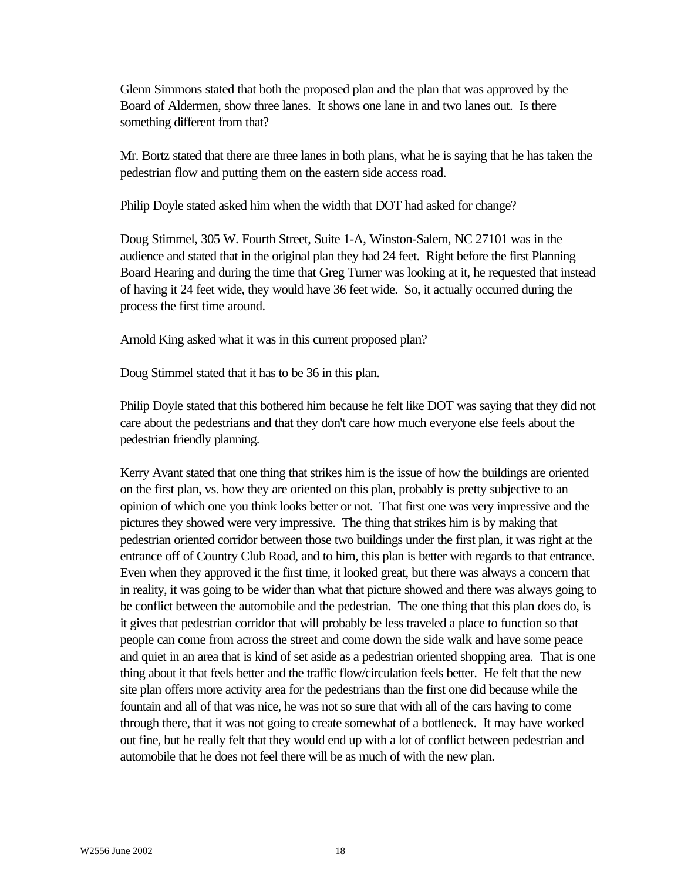Glenn Simmons stated that both the proposed plan and the plan that was approved by the Board of Aldermen, show three lanes. It shows one lane in and two lanes out. Is there something different from that?

Mr. Bortz stated that there are three lanes in both plans, what he is saying that he has taken the pedestrian flow and putting them on the eastern side access road.

Philip Doyle stated asked him when the width that DOT had asked for change?

Doug Stimmel, 305 W. Fourth Street, Suite 1-A, Winston-Salem, NC 27101 was in the audience and stated that in the original plan they had 24 feet. Right before the first Planning Board Hearing and during the time that Greg Turner was looking at it, he requested that instead of having it 24 feet wide, they would have 36 feet wide. So, it actually occurred during the process the first time around.

Arnold King asked what it was in this current proposed plan?

Doug Stimmel stated that it has to be 36 in this plan.

Philip Doyle stated that this bothered him because he felt like DOT was saying that they did not care about the pedestrians and that they don't care how much everyone else feels about the pedestrian friendly planning.

Kerry Avant stated that one thing that strikes him is the issue of how the buildings are oriented on the first plan, vs. how they are oriented on this plan, probably is pretty subjective to an opinion of which one you think looks better or not. That first one was very impressive and the pictures they showed were very impressive. The thing that strikes him is by making that pedestrian oriented corridor between those two buildings under the first plan, it was right at the entrance off of Country Club Road, and to him, this plan is better with regards to that entrance. Even when they approved it the first time, it looked great, but there was always a concern that in reality, it was going to be wider than what that picture showed and there was always going to be conflict between the automobile and the pedestrian. The one thing that this plan does do, is it gives that pedestrian corridor that will probably be less traveled a place to function so that people can come from across the street and come down the side walk and have some peace and quiet in an area that is kind of set aside as a pedestrian oriented shopping area. That is one thing about it that feels better and the traffic flow/circulation feels better. He felt that the new site plan offers more activity area for the pedestrians than the first one did because while the fountain and all of that was nice, he was not so sure that with all of the cars having to come through there, that it was not going to create somewhat of a bottleneck. It may have worked out fine, but he really felt that they would end up with a lot of conflict between pedestrian and automobile that he does not feel there will be as much of with the new plan.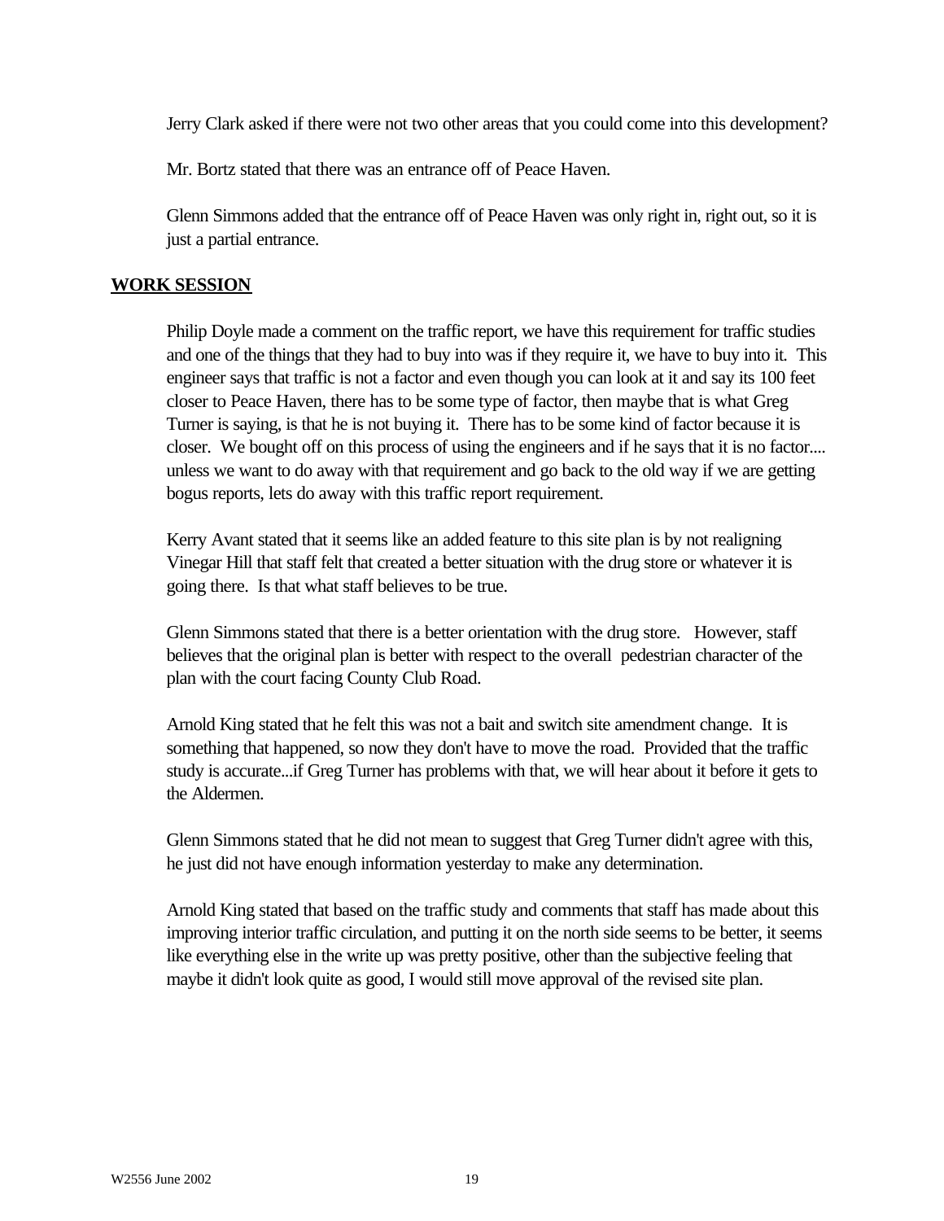Jerry Clark asked if there were not two other areas that you could come into this development?

Mr. Bortz stated that there was an entrance off of Peace Haven.

Glenn Simmons added that the entrance off of Peace Haven was only right in, right out, so it is just a partial entrance.

## WORK SESSION

Philip Doyle made a comment on the traffic report, we have this requirement for traffic studies and one of the things that they had to buy into was if they require it, we have to buy into it. This engineer says that traffic is not a factor and even though you can look at it and say its 100 feet closer to Peace Haven, there has to be some type of factor, then maybe that is what Greg Turner is saying, is that he is not buying it. There has to be some kind of factor because it is closer. We bought off on this process of using the engineers and if he says that it is no factor.... unless we want to do away with that requirement and go back to the old way if we are getting bogus reports, lets do away with this traffic report requirement.

Kerry Avant stated that it seems like an added feature to this site plan is by not realigning Vinegar Hill that staff felt that created a better situation with the drug store or whatever it is going there. Is that what staff believes to be true.

Glenn Simmons stated that there is a better orientation with the drug store. However, staff believes that the original plan is better with respect to the overall pedestrian character of the plan with the court facing County Club Road.

Arnold King stated that he felt this was not a bait and switch site amendment change. It is something that happened, so now they don't have to move the road. Provided that the traffic study is accurate...if Greg Turner has problems with that, we will hear about it before it gets to the Aldermen.

Glenn Simmons stated that he did not mean to suggest that Greg Turner didn't agree with this, he just did not have enough information yesterday to make any determination.

Arnold King stated that based on the traffic study and comments that staff has made about this improving interior traffic circulation, and putting it on the north side seems to be better, it seems like everything else in the write up was pretty positive, other than the subjective feeling that maybe it didn't look quite as good, I would still move approval of the revised site plan.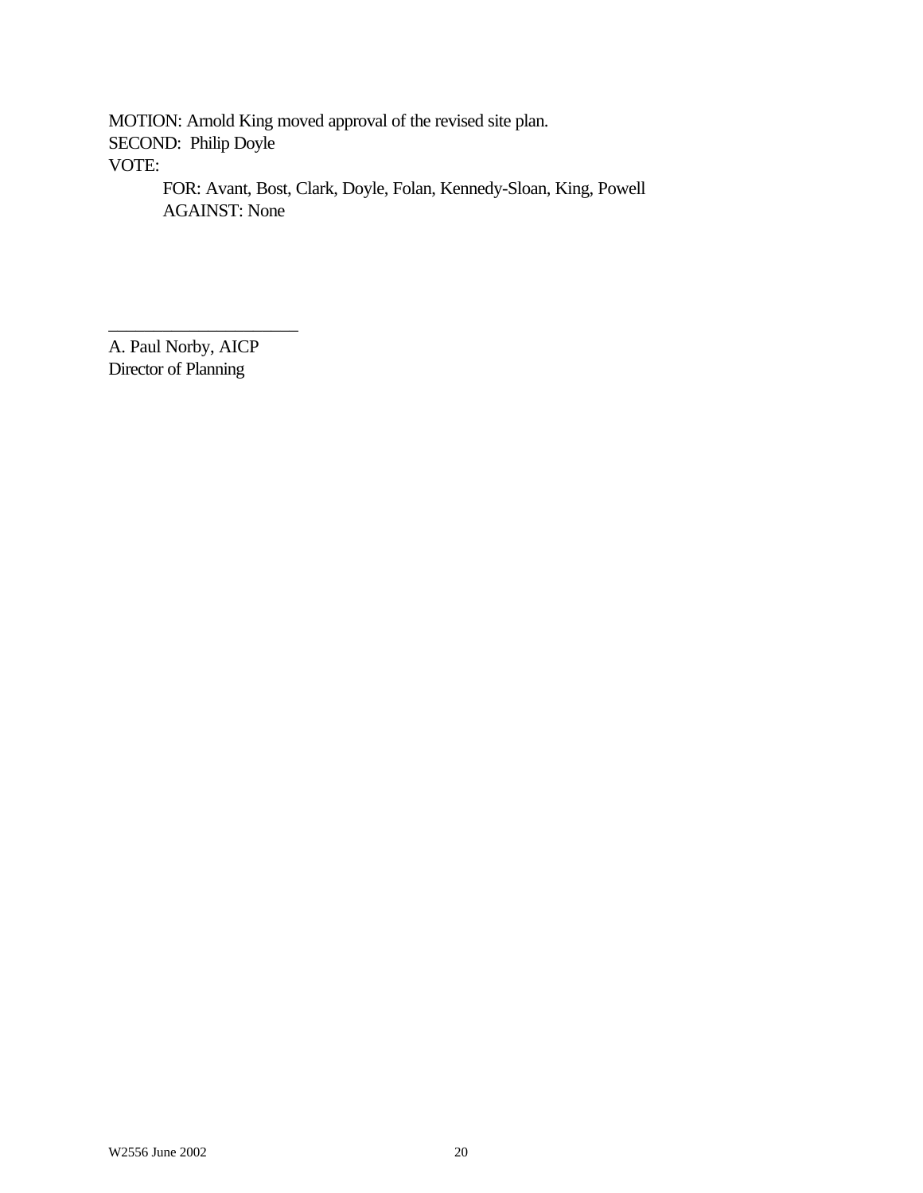MOTION: Arnold King moved approval of the revised site plan.
SECOND: Philip Doyle
VOTE:

FOR: Avant, Bost, Clark, Doyle, Folan, Kennedy-Sloan, King, Powell
AGAINST: None

______________________
A. Paul Norby, AICP
Director of Planning